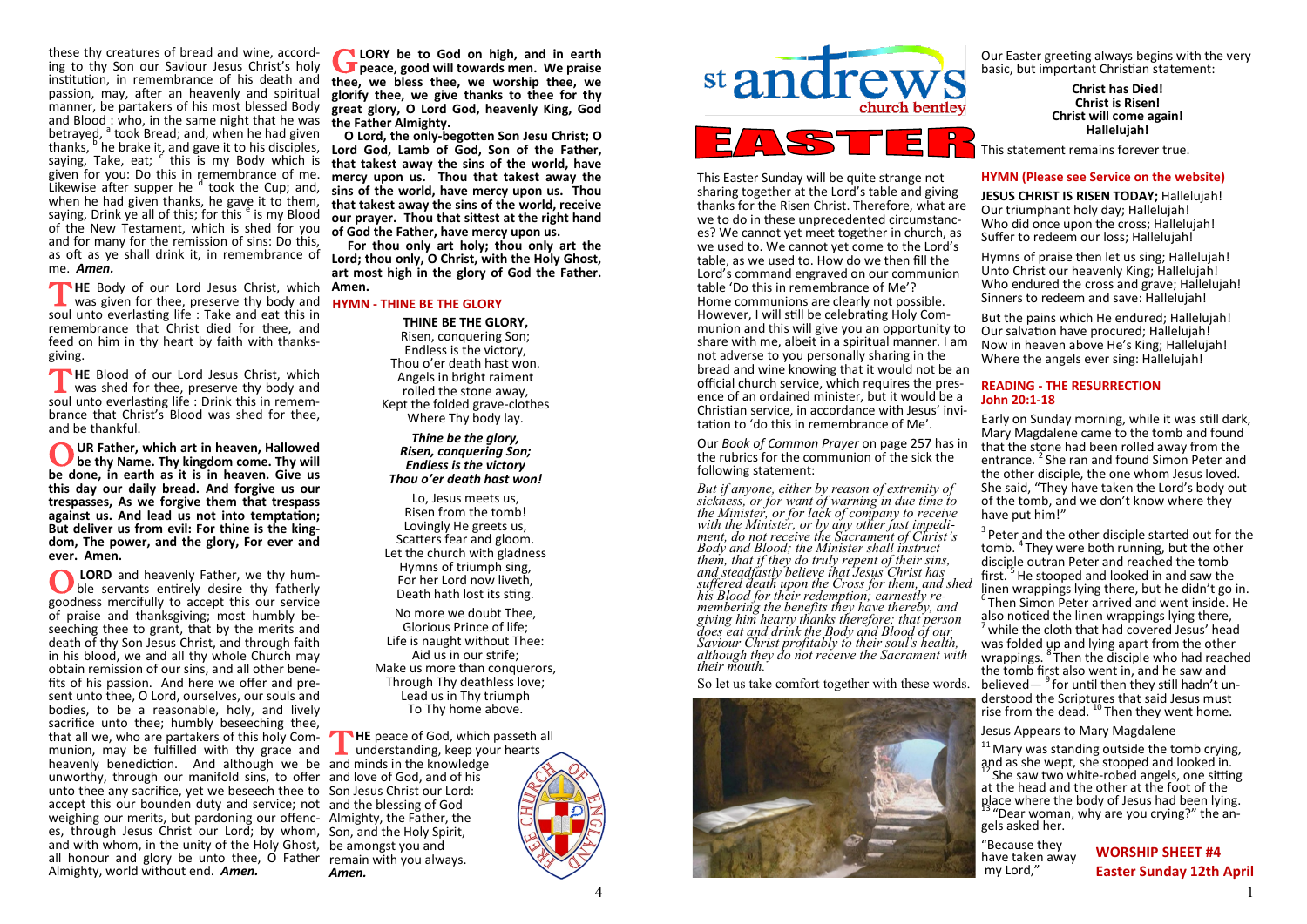these thy creatures of bread and wine, according to thy Son our Saviour Jesus Christ's holy institution, in remembrance of his death and passion, may, after an heavenly and spiritual manner, be partakers of his most blessed Body and Blood : who, in the same night that he was betrayed, [a] took Bread; and, when he had given thanks, [b] he brake it, and gave it to his disciples, saying, Take, eat; [c] this is my Body which is given for you: Do this in remembrance of me. Likewise after supper he [d] took the Cup; and, when he had given thanks, he gave it to them, saying, Drink ye all of this; for this [e] is my Blood of the New Testament, which is shed for you and for many for the remission of sins: Do this, as oft as ye shall drink it, in remembrance of me. ***Amen.***

**THE** Body of our Lord Jesus Christ, which was given for thee, preserve thy body and soul unto everlasting life : Take and eat this in remembrance that Christ died for thee, and feed on him in thy heart by faith with thanksgiving.

**THE** Blood of our Lord Jesus Christ, which was shed for thee, preserve thy body and soul unto everlasting life : Drink this in remembrance that Christ's Blood was shed for thee, and be thankful.

**OUR Father, which art in heaven, Hallowed be thy Name. Thy kingdom come. Thy will be done, in earth as it is in heaven. Give us this day our daily bread. And forgive us our trespasses, As we forgive them that trespass against us. And lead us not into temptation; But deliver us from evil: For thine is the kingdom, The power, and the glory, For ever and ever. Amen.**

**O LORD** and heavenly Father, we thy humble servants entirely desire thy fatherly goodness mercifully to accept this our service of praise and thanksgiving; most humbly beseeching thee to grant, that by the merits and death of thy Son Jesus Christ, and through faith in his blood, we and all thy whole Church may obtain remission of our sins, and all other benefits of his passion. And here we offer and present unto thee, O Lord, ourselves, our souls and bodies, to be a reasonable, holy, and lively sacrifice unto thee; humbly beseeching thee, that all we, who are partakers of this holy Communion, may be fulfilled with thy grace and heavenly benediction. And although we be unworthy, through our manifold sins, to offer unto thee any sacrifice, yet we beseech thee to accept this our bounden duty and service; not weighing our merits, but pardoning our offences, through Jesus Christ our Lord; by whom, and with whom, in the unity of the Holy Ghost, all honour and glory be unto thee, O Father Almighty, world without end. ***Amen.***

**GLORY be to God on high, and in earth peace, good will towards men. We praise thee, we bless thee, we worship thee, we glorify thee, we give thanks to thee for thy great glory, O Lord God, heavenly King, God the Father Almighty.**

**O Lord, the only-begotten Son Jesu Christ; O Lord God, Lamb of God, Son of the Father, that takest away the sins of the world, have mercy upon us. Thou that takest away the sins of the world, have mercy upon us. Thou that takest away the sins of the world, receive our prayer. Thou that sittest at the right hand of God the Father, have mercy upon us.**

**For thou only art holy; thou only art the Lord; thou only, O Christ, with the Holy Ghost, art most high in the glory of God the Father. Amen.**

## HYMN - THINE BE THE GLORY

**THINE BE THE GLORY,**
Risen, conquering Son;
Endless is the victory,
Thou o'er death hast won.
Angels in bright raiment
rolled the stone away,
Kept the folded grave-clothes
Where Thy body lay.

***Thine be the glory,***
***Risen, conquering Son;***
***Endless is the victory***
***Thou o'er death hast won!***

Lo, Jesus meets us,
Risen from the tomb!
Lovingly He greets us,
Scatters fear and gloom.
Let the church with gladness
Hymns of triumph sing,
For her Lord now liveth,
Death hath lost its sting.

No more we doubt Thee,
Glorious Prince of life;
Life is naught without Thee:
Aid us in our strife;
Make us more than conquerors,
Through Thy deathless love;
Lead us in Thy triumph
To Thy home above.

**THE** peace of God, which passeth all understanding, keep your hearts and minds in the knowledge and love of God, and of his Son Jesus Christ our Lord: and the blessing of God Almighty, the Father, the Son, and the Holy Spirit, be amongst you and remain with you always.
***Amen.***

FREE CHURCH OF ENGLAND

# st andrews church bentley

# EASTER

This Easter Sunday will be quite strange not sharing together at the Lord's table and giving thanks for the Risen Christ. Therefore, what are we to do in these unprecedented circumstances? We cannot yet meet together in church, as we used to. We cannot yet come to the Lord's table, as we used to. How do we then fill the Lord's command engraved on our communion table 'Do this in remembrance of Me'?
Home communions are clearly not possible. However, I will still be celebrating Holy Communion and this will give you an opportunity to share with me, albeit in a spiritual manner. I am not adverse to you personally sharing in the bread and wine knowing that it would not be an official church service, which requires the presence of an ordained minister, but it would be a Christian service, in accordance with Jesus' invitation to 'do this in remembrance of Me'.

Our *Book of Common Prayer* on page 257 has in the rubrics for the communion of the sick the following statement:

*But if anyone, either by reason of extremity of sickness, or for want of warning in due time to the Minister, or for lack of company to receive with the Minister, or by any other just impediment, do not receive the Sacrament of Christ's Body and Blood; the Minister shall instruct them, that if they do truly repent of their sins, and steadfastly believe that Jesus Christ has suffered death upon the Cross for them, and shed his Blood for their redemption; earnestly remembering the benefits they have thereby, and giving him hearty thanks therefore; that person does eat and drink the Body and Blood of our Saviour Christ profitably to their soul's health, although they do not receive the Sacrament with their mouth.*

So let us take comfort together with these words.

Our Easter greeting always begins with the very basic, but important Christian statement:

**Christ has Died!**
**Christ is Risen!**
**Christ will come again!**
**Hallelujah!**

This statement remains forever true.

## HYMN (Please see Service on the website)

**JESUS CHRIST IS RISEN TODAY;** Hallelujah!
Our triumphant holy day; Hallelujah!
Who did once upon the cross; Hallelujah!
Suffer to redeem our loss; Hallelujah!

Hymns of praise then let us sing; Hallelujah!
Unto Christ our heavenly King; Hallelujah!
Who endured the cross and grave; Hallelujah!
Sinners to redeem and save: Hallelujah!

But the pains which He endured; Hallelujah!
Our salvation have procured; Hallelujah!
Now in heaven above He's King; Hallelujah!
Where the angels ever sing: Hallelujah!

## READING - THE RESURRECTION
## John 20:1-18

Early on Sunday morning, while it was still dark, Mary Magdalene came to the tomb and found that the stone had been rolled away from the entrance. [2] She ran and found Simon Peter and the other disciple, the one whom Jesus loved. She said, "They have taken the Lord's body out of the tomb, and we don't know where they have put him!"

[3] Peter and the other disciple started out for the tomb. [4] They were both running, but the other disciple outran Peter and reached the tomb first. [5] He stooped and looked in and saw the linen wrappings lying there, but he didn't go in. [6] Then Simon Peter arrived and went inside. He also noticed the linen wrappings lying there, [7] while the cloth that had covered Jesus' head was folded up and lying apart from the other wrappings. [8] Then the disciple who had reached the tomb first also went in, and he saw and believed— [9] for until then they still hadn't understood the Scriptures that said Jesus must rise from the dead. [10] Then they went home.

Jesus Appears to Mary Magdalene

[11] Mary was standing outside the tomb crying, and as she wept, she stooped and looked in. [12] She saw two white-robed angels, one sitting at the head and the other at the foot of the place where the body of Jesus had been lying. [13] "Dear woman, why are you crying?" the angels asked her.

"Because they have taken away my Lord,"

**WORSHIP SHEET #4**
**Easter Sunday 12th April**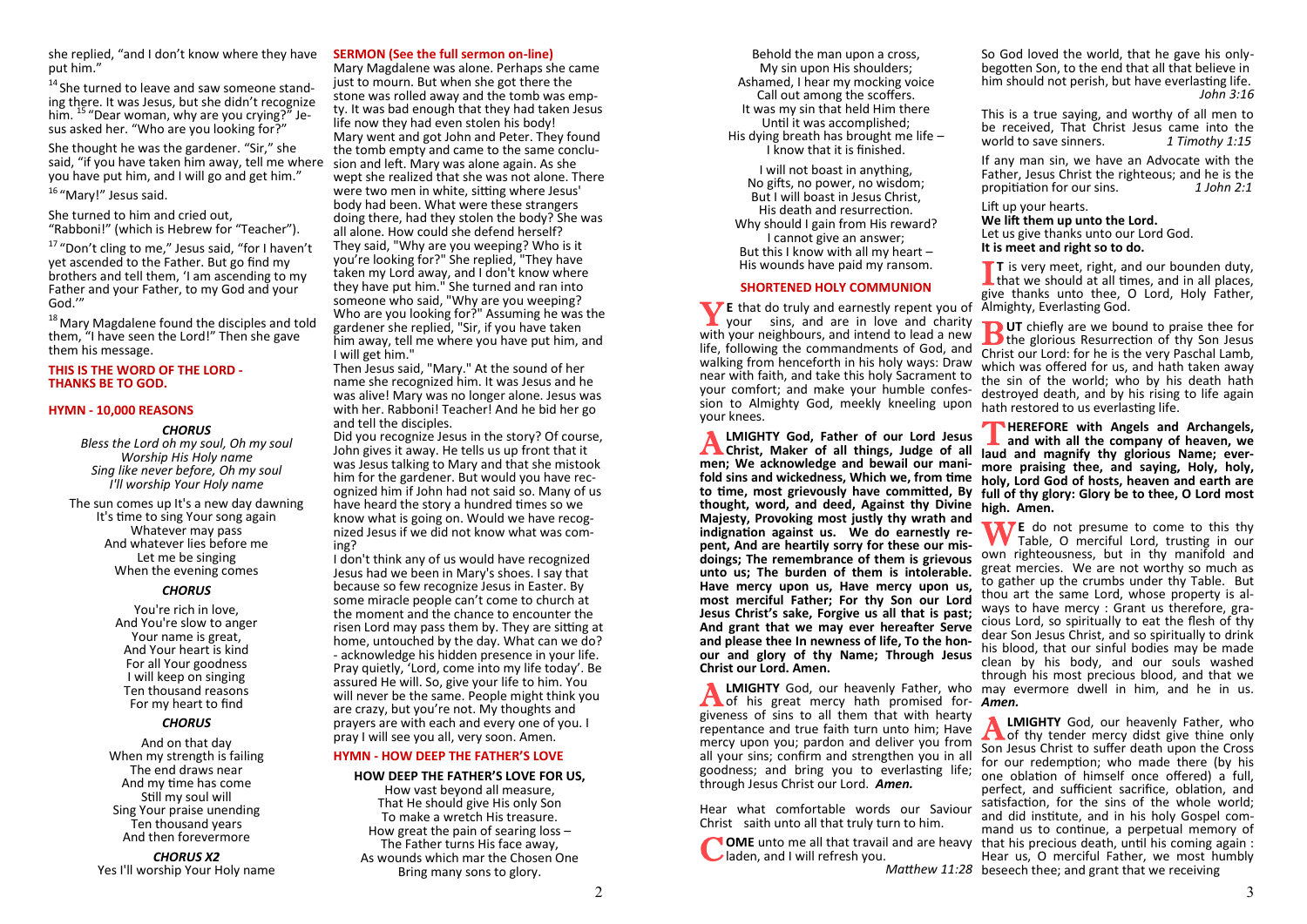she replied, "and I don't know where they have put him."

[14] She turned to leave and saw someone standing there. It was Jesus, but she didn't recognize him. [15] "Dear woman, why are you crying?" Jesus asked her. "Who are you looking for?"

She thought he was the gardener. "Sir," she said, "if you have taken him away, tell me where you have put him, and I will go and get him."

[16] "Mary!" Jesus said.

She turned to him and cried out, "Rabboni!" (which is Hebrew for "Teacher").

[17] "Don't cling to me," Jesus said, "for I haven't yet ascended to the Father. But go find my brothers and tell them, 'I am ascending to my Father and your Father, to my God and your God.'"

[18] Mary Magdalene found the disciples and told them, "I have seen the Lord!" Then she gave them his message.

**THIS IS THE WORD OF THE LORD - THANKS BE TO GOD.**

## HYMN - 10,000 REASONS

***CHORUS***

*Bless the Lord oh my soul, Oh my soul*
*Worship His Holy name*
*Sing like never before, Oh my soul*
*I'll worship Your Holy name*

The sun comes up It's a new day dawning
It's time to sing Your song again
Whatever may pass
And whatever lies before me
Let me be singing
When the evening comes

***CHORUS***

You're rich in love,
And You're slow to anger
Your name is great,
And Your heart is kind
For all Your goodness
I will keep on singing
Ten thousand reasons
For my heart to find

***CHORUS***

And on that day
When my strength is failing
The end draws near
And my time has come
Still my soul will
Sing Your praise unending
Ten thousand years
And then forevermore

***CHORUS X2***

Yes I'll worship Your Holy name

## SERMON (See the full sermon on-line)

Mary Magdalene was alone. Perhaps she came just to mourn. But when she got there the stone was rolled away and the tomb was empty. It was bad enough that they had taken Jesus life now they had even stolen his body! Mary went and got John and Peter. They found the tomb empty and came to the same conclusion and left. Mary was alone again. As she wept she realized that she was not alone. There were two men in white, sitting where Jesus' body had been. What were these strangers doing there, had they stolen the body? She was all alone. How could she defend herself? They said, "Why are you weeping? Who is it you're looking for?" She replied, "They have taken my Lord away, and I don't know where they have put him." She turned and ran into someone who said, "Why are you weeping? Who are you looking for?" Assuming he was the gardener she replied, "Sir, if you have taken him away, tell me where you have put him, and I will get him."

Then Jesus said, "Mary." At the sound of her name she recognized him. It was Jesus and he was alive! Mary was no longer alone. Jesus was with her. Rabboni! Teacher! And he bid her go and tell the disciples.

Did you recognize Jesus in the story? Of course, John gives it away. He tells us up front that it was Jesus talking to Mary and that she mistook him for the gardener. But would you have recognized him if John had not said so. Many of us have heard the story a hundred times so we know what is going on. Would we have recognized Jesus if we did not know what was coming?

I don't think any of us would have recognized Jesus had we been in Mary's shoes. I say that because so few recognize Jesus in Easter. By some miracle people can't come to church at the moment and the chance to encounter the risen Lord may pass them by. They are sitting at home, untouched by the day. What can we do? - acknowledge his hidden presence in your life. Pray quietly, 'Lord, come into my life today'. Be assured He will. So, give your life to him. You will never be the same. People might think you are crazy, but you're not. My thoughts and prayers are with each and every one of you. I pray I will see you all, very soon. Amen.

## HYMN - HOW DEEP THE FATHER'S LOVE

**HOW DEEP THE FATHER'S LOVE FOR US,**

How vast beyond all measure,
That He should give His only Son
To make a wretch His treasure.
How great the pain of searing loss –
The Father turns His face away,
As wounds which mar the Chosen One
Bring many sons to glory.

Behold the man upon a cross,
My sin upon His shoulders;
Ashamed, I hear my mocking voice
Call out among the scoffers.
It was my sin that held Him there
Until it was accomplished;
His dying breath has brought me life –
I know that it is finished.

I will not boast in anything,
No gifts, no power, no wisdom;
But I will boast in Jesus Christ,
His death and resurrection.
Why should I gain from His reward?
I cannot give an answer;
But this I know with all my heart –
His wounds have paid my ransom.

## SHORTENED HOLY COMMUNION

**YE** that do truly and earnestly repent you of your sins, and are in love and charity with your neighbours, and intend to lead a new life, following the commandments of God, and walking from henceforth in his holy ways: Draw near with faith, and take this holy Sacrament to your comfort; and make your humble confession to Almighty God, meekly kneeling upon your knees.

**ALMIGHTY God, Father of our Lord Jesus Christ, Maker of all things, Judge of all men; We acknowledge and bewail our manifold sins and wickedness, Which we, from time to time, most grievously have committed, By thought, word, and deed, Against thy Divine Majesty, Provoking most justly thy wrath and indignation against us. We do earnestly repent, And are heartily sorry for these our misdoings; The remembrance of them is grievous unto us; The burden of them is intolerable. Have mercy upon us, Have mercy upon us, most merciful Father; For thy Son our Lord Jesus Christ's sake, Forgive us all that is past; And grant that we may ever hereafter Serve and please thee In newness of life, To the honour and glory of thy Name; Through Jesus Christ our Lord. Amen.**

**ALMIGHTY** God, our heavenly Father, who of his great mercy hath promised forgiveness of sins to all them that with hearty repentance and true faith turn unto him; Have mercy upon you; pardon and deliver you from all your sins; confirm and strengthen you in all goodness; and bring you to everlasting life; through Jesus Christ our Lord. ***Amen.***

Hear what comfortable words our Saviour Christ saith unto all that truly turn to him.

**COME** unto me all that travail and are heavy laden, and I will refresh you. *Matthew 11:28*

So God loved the world, that he gave his only-begotten Son, to the end that all that believe in him should not perish, but have everlasting life. *John 3:16*

This is a true saying, and worthy of all men to be received, That Christ Jesus came into the world to save sinners. *1 Timothy 1:15*

If any man sin, we have an Advocate with the Father, Jesus Christ the righteous; and he is the propitiation for our sins. *1 John 2:1*

Lift up your hearts.
**We lift them up unto the Lord.**
Let us give thanks unto our Lord God.
**It is meet and right so to do.**

**IT** is very meet, right, and our bounden duty, that we should at all times, and in all places, give thanks unto thee, O Lord, Holy Father, Almighty, Everlasting God.

**BUT** chiefly are we bound to praise thee for the glorious Resurrection of thy Son Jesus Christ our Lord: for he is the very Paschal Lamb, which was offered for us, and hath taken away the sin of the world; who by his death hath destroyed death, and by his rising to life again hath restored to us everlasting life.

**THEREFORE with Angels and Archangels, and with all the company of heaven, we laud and magnify thy glorious Name; evermore praising thee, and saying, Holy, holy, holy, Lord God of hosts, heaven and earth are full of thy glory: Glory be to thee, O Lord most high. Amen.**

**WE** do not presume to come to this thy Table, O merciful Lord, trusting in our own righteousness, but in thy manifold and great mercies. We are not worthy so much as to gather up the crumbs under thy Table. But thou art the same Lord, whose property is always to have mercy : Grant us therefore, gracious Lord, so spiritually to eat the flesh of thy dear Son Jesus Christ, and so spiritually to drink his blood, that our sinful bodies may be made clean by his body, and our souls washed through his most precious blood, and that we may evermore dwell in him, and he in us. ***Amen.***

**ALMIGHTY** God, our heavenly Father, who of thy tender mercy didst give thine only Son Jesus Christ to suffer death upon the Cross for our redemption; who made there (by his one oblation of himself once offered) a full, perfect, and sufficient sacrifice, oblation, and satisfaction, for the sins of the whole world; and did institute, and in his holy Gospel command us to continue, a perpetual memory of that his precious death, until his coming again : Hear us, O merciful Father, we most humbly beseech thee; and grant that we receiving